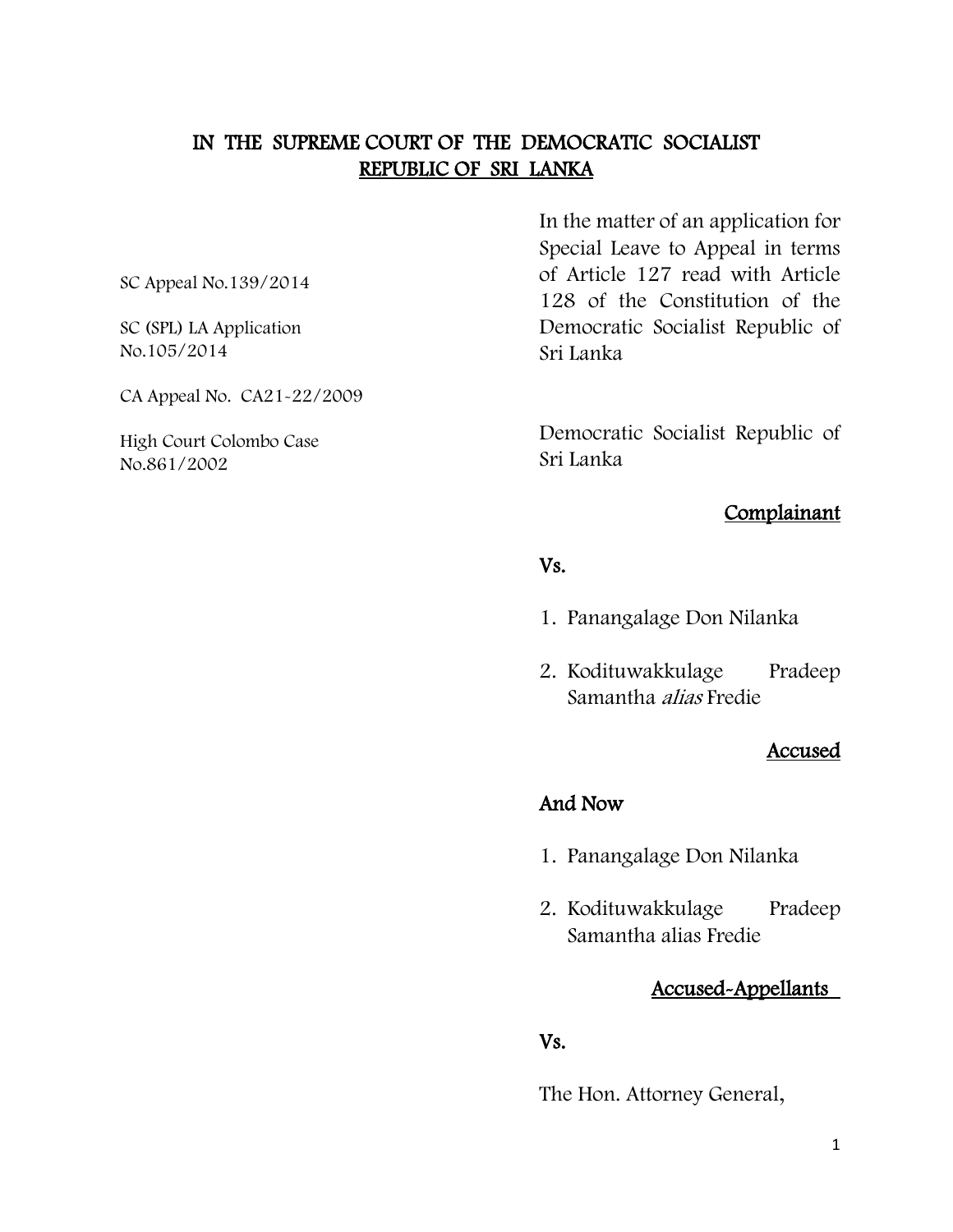# IN THE SUPREME COURT OF THE DEMOCRATIC SOCIALIST REPUBLIC OF SRI LANKA

In the matter of an application for Special Leave to Appeal in terms of Article 127 read with Article 128 of the Constitution of the Democratic Socialist Republic of Sri Lanka

SC Appeal No.139/2014

SC (SPL) LA Application No.105/2014

CA Appeal No. CA21-22/2009

High Court Colombo Case No.861/2002

Democratic Socialist Republic of Sri Lanka

**Complainant**

**Vs.**

1. Panangalage Don Nilanka
2. Kodituwakkulage Pradeep Samantha *alias* Fredie

**Accused**

**And Now**

1. Panangalage Don Nilanka
2. Kodituwakkulage Pradeep Samantha alias Fredie

**Accused-Appellants**

**Vs.**

The Hon. Attorney General,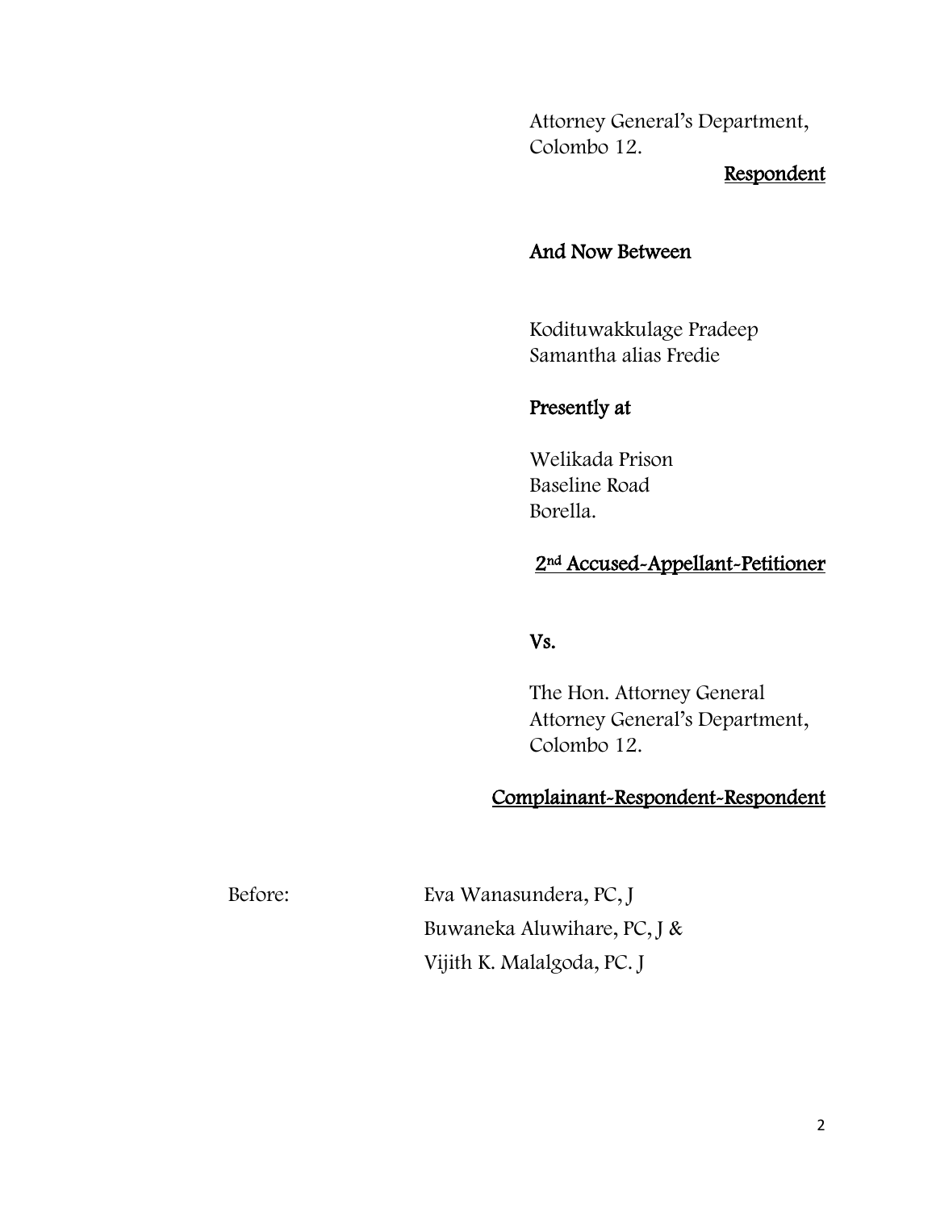Attorney General's Department,
Colombo 12.

**Respondent**

**And Now Between**

Kodituwakkulage Pradeep
Samantha alias Fredie

**Presently at**

Welikada Prison
Baseline Road
Borella.

**2nd Accused-Appellant-Petitioner**

**Vs.**

The Hon. Attorney General
Attorney General's Department,
Colombo 12.

**Complainant-Respondent-Respondent**

Before: Eva Wanasundera, PC, J
Buwaneka Aluwihare, PC, J &
Vijith K. Malalgoda, PC. J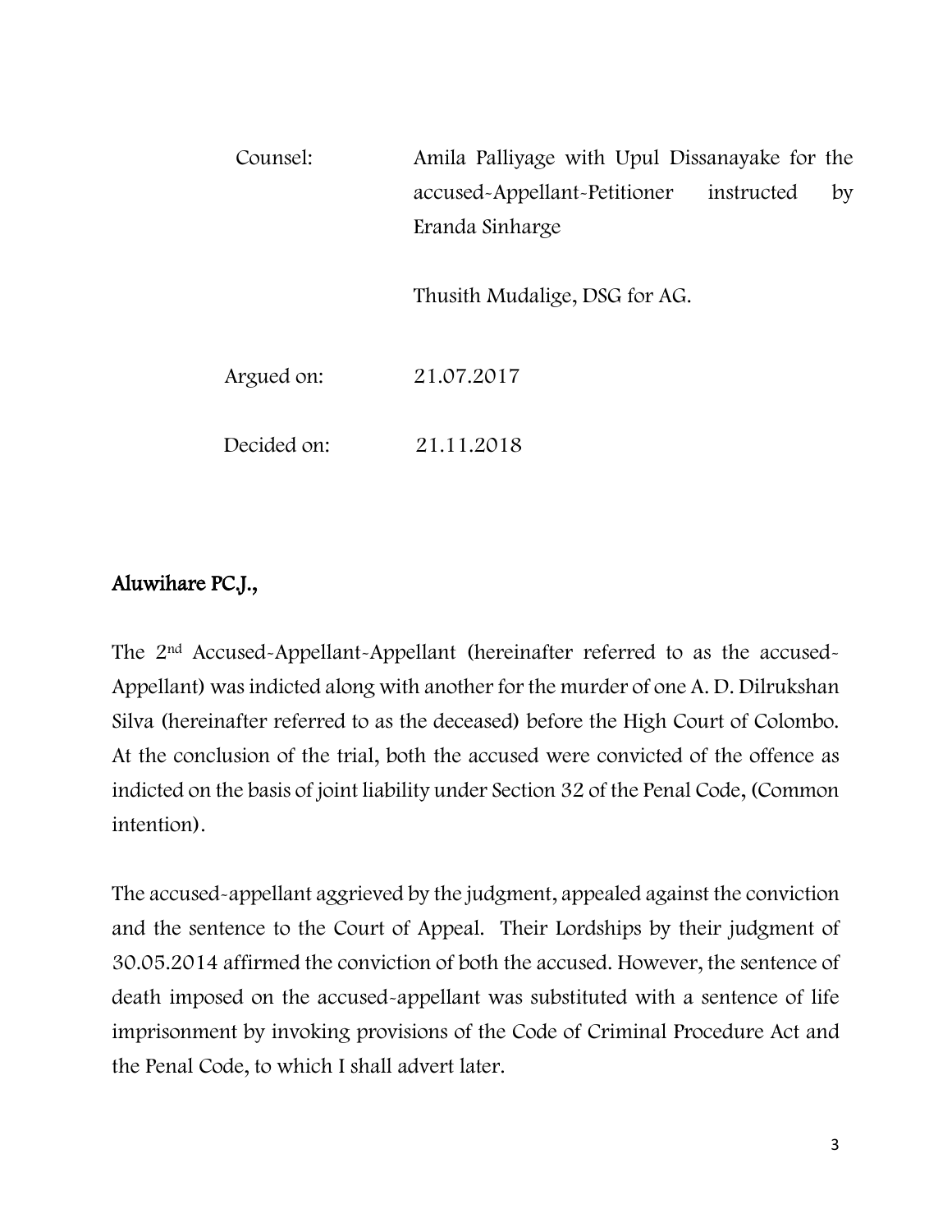| | |
|---|---|
| Counsel: | Amila Palliyage with Upul Dissanayake for the accused-Appellant-Petitioner instructed by Eranda Sinharge |
| | Thusith Mudalige, DSG for AG. |
| Argued on: | 21.07.2017 |
| Decided on: | 21.11.2018 |

**Aluwihare PC.J.,**

The 2nd Accused-Appellant-Appellant (hereinafter referred to as the accused-Appellant) was indicted along with another for the murder of one A. D. Dilrukshan Silva (hereinafter referred to as the deceased) before the High Court of Colombo. At the conclusion of the trial, both the accused were convicted of the offence as indicted on the basis of joint liability under Section 32 of the Penal Code, (Common intention).

The accused-appellant aggrieved by the judgment, appealed against the conviction and the sentence to the Court of Appeal. Their Lordships by their judgment of 30.05.2014 affirmed the conviction of both the accused. However, the sentence of death imposed on the accused-appellant was substituted with a sentence of life imprisonment by invoking provisions of the Code of Criminal Procedure Act and the Penal Code, to which I shall advert later.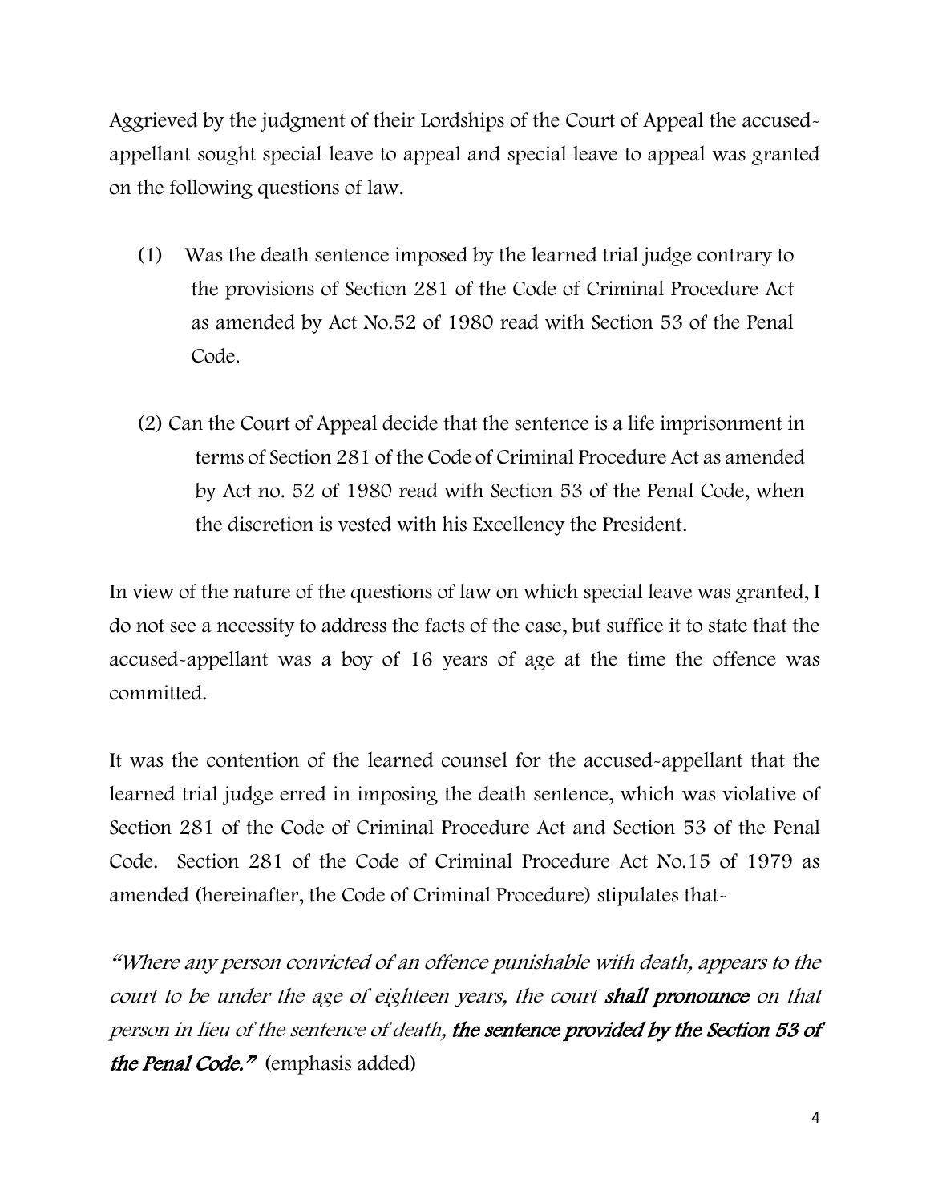Aggrieved by the judgment of their Lordships of the Court of Appeal the accused-appellant sought special leave to appeal and special leave to appeal was granted on the following questions of law.

(1) Was the death sentence imposed by the learned trial judge contrary to the provisions of Section 281 of the Code of Criminal Procedure Act as amended by Act No.52 of 1980 read with Section 53 of the Penal Code.

(2) Can the Court of Appeal decide that the sentence is a life imprisonment in terms of Section 281 of the Code of Criminal Procedure Act as amended by Act no. 52 of 1980 read with Section 53 of the Penal Code, when the discretion is vested with his Excellency the President.

In view of the nature of the questions of law on which special leave was granted, I do not see a necessity to address the facts of the case, but suffice it to state that the accused-appellant was a boy of 16 years of age at the time the offence was committed.

It was the contention of the learned counsel for the accused-appellant that the learned trial judge erred in imposing the death sentence, which was violative of Section 281 of the Code of Criminal Procedure Act and Section 53 of the Penal Code. Section 281 of the Code of Criminal Procedure Act No.15 of 1979 as amended (hereinafter, the Code of Criminal Procedure) stipulates that-

*"Where any person convicted of an offence punishable with death, appears to the court to be under the age of eighteen years, the court* ***shall pronounce*** *on that person in lieu of the sentence of death,* ***the sentence provided by the Section 53 of the Penal Code."*** (emphasis added)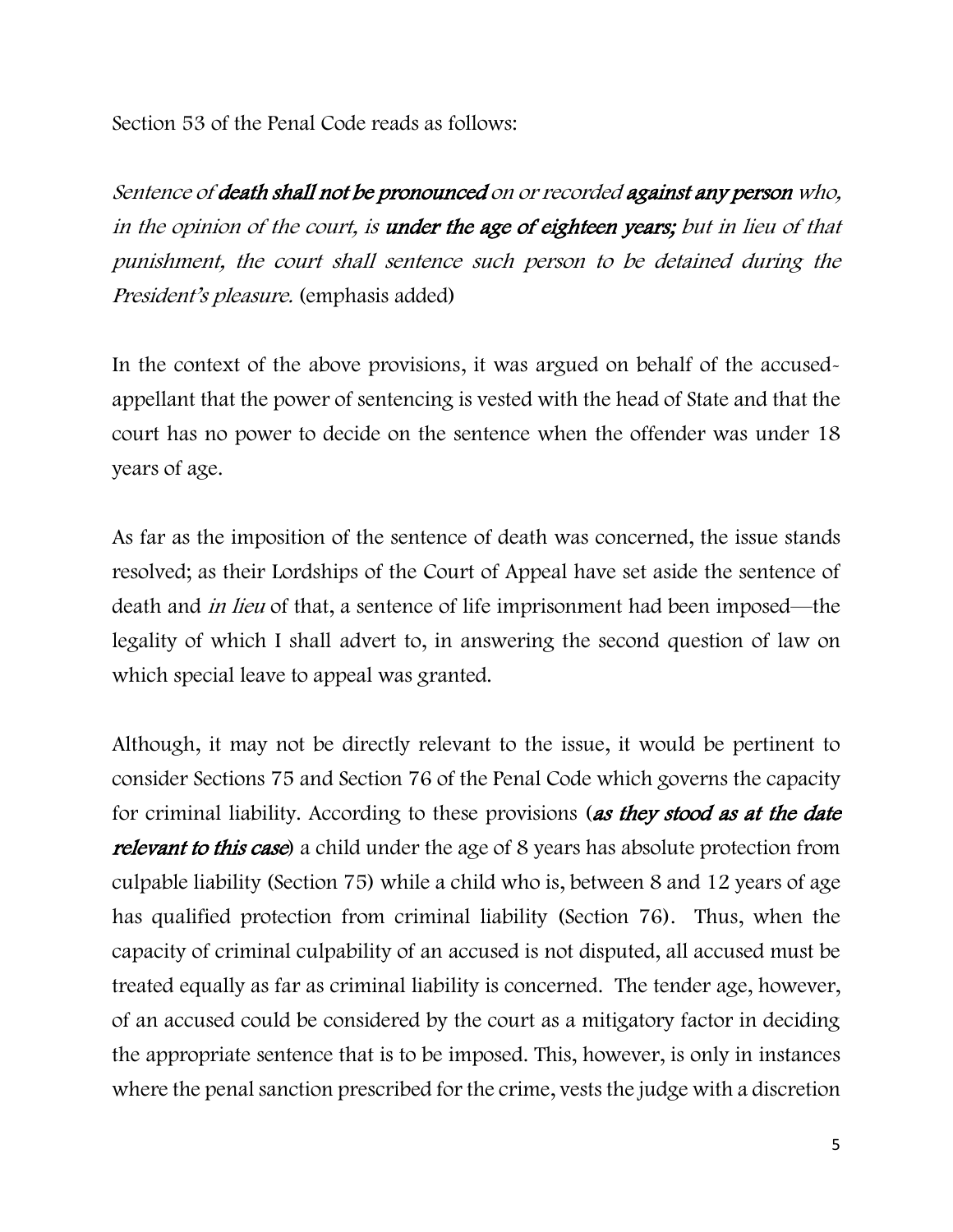Section 53 of the Penal Code reads as follows:

*Sentence of* ***death shall not be pronounced*** *on or recorded* ***against any person*** *who, in the opinion of the court, is* ***under the age of eighteen years;*** *but in lieu of that punishment, the court shall sentence such person to be detained during the President's pleasure.* (emphasis added)

In the context of the above provisions, it was argued on behalf of the accused-appellant that the power of sentencing is vested with the head of State and that the court has no power to decide on the sentence when the offender was under 18 years of age.

As far as the imposition of the sentence of death was concerned, the issue stands resolved; as their Lordships of the Court of Appeal have set aside the sentence of death and *in lieu* of that, a sentence of life imprisonment had been imposed—the legality of which I shall advert to, in answering the second question of law on which special leave to appeal was granted.

Although, it may not be directly relevant to the issue, it would be pertinent to consider Sections 75 and Section 76 of the Penal Code which governs the capacity for criminal liability. According to these provisions (***as they stood as at the date relevant to this case***) a child under the age of 8 years has absolute protection from culpable liability (Section 75) while a child who is, between 8 and 12 years of age has qualified protection from criminal liability (Section 76). Thus, when the capacity of criminal culpability of an accused is not disputed, all accused must be treated equally as far as criminal liability is concerned. The tender age, however, of an accused could be considered by the court as a mitigatory factor in deciding the appropriate sentence that is to be imposed. This, however, is only in instances where the penal sanction prescribed for the crime, vests the judge with a discretion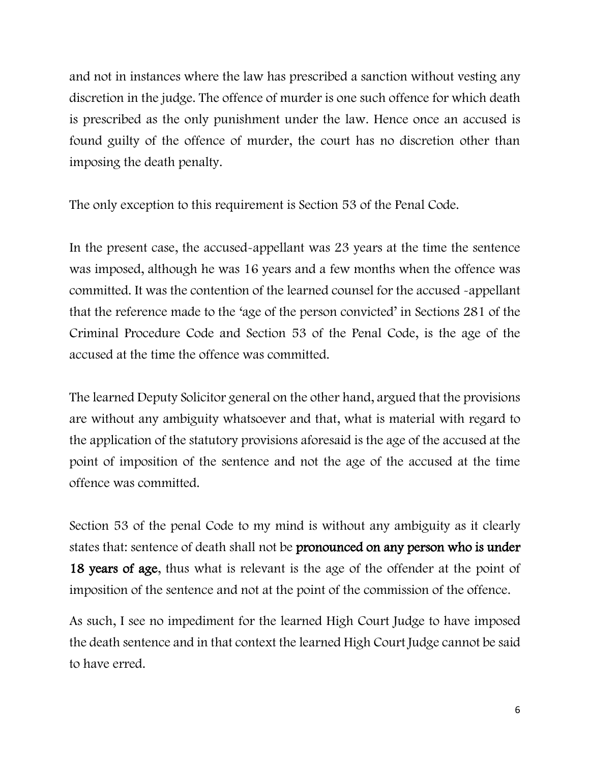and not in instances where the law has prescribed a sanction without vesting any discretion in the judge. The offence of murder is one such offence for which death is prescribed as the only punishment under the law. Hence once an accused is found guilty of the offence of murder, the court has no discretion other than imposing the death penalty.

The only exception to this requirement is Section 53 of the Penal Code.

In the present case, the accused-appellant was 23 years at the time the sentence was imposed, although he was 16 years and a few months when the offence was committed. It was the contention of the learned counsel for the accused -appellant that the reference made to the 'age of the person convicted' in Sections 281 of the Criminal Procedure Code and Section 53 of the Penal Code, is the age of the accused at the time the offence was committed.

The learned Deputy Solicitor general on the other hand, argued that the provisions are without any ambiguity whatsoever and that, what is material with regard to the application of the statutory provisions aforesaid is the age of the accused at the point of imposition of the sentence and not the age of the accused at the time offence was committed.

Section 53 of the penal Code to my mind is without any ambiguity as it clearly states that: sentence of death shall not be **pronounced on any person who is under 18 years of age**, thus what is relevant is the age of the offender at the point of imposition of the sentence and not at the point of the commission of the offence.

As such, I see no impediment for the learned High Court Judge to have imposed the death sentence and in that context the learned High Court Judge cannot be said to have erred.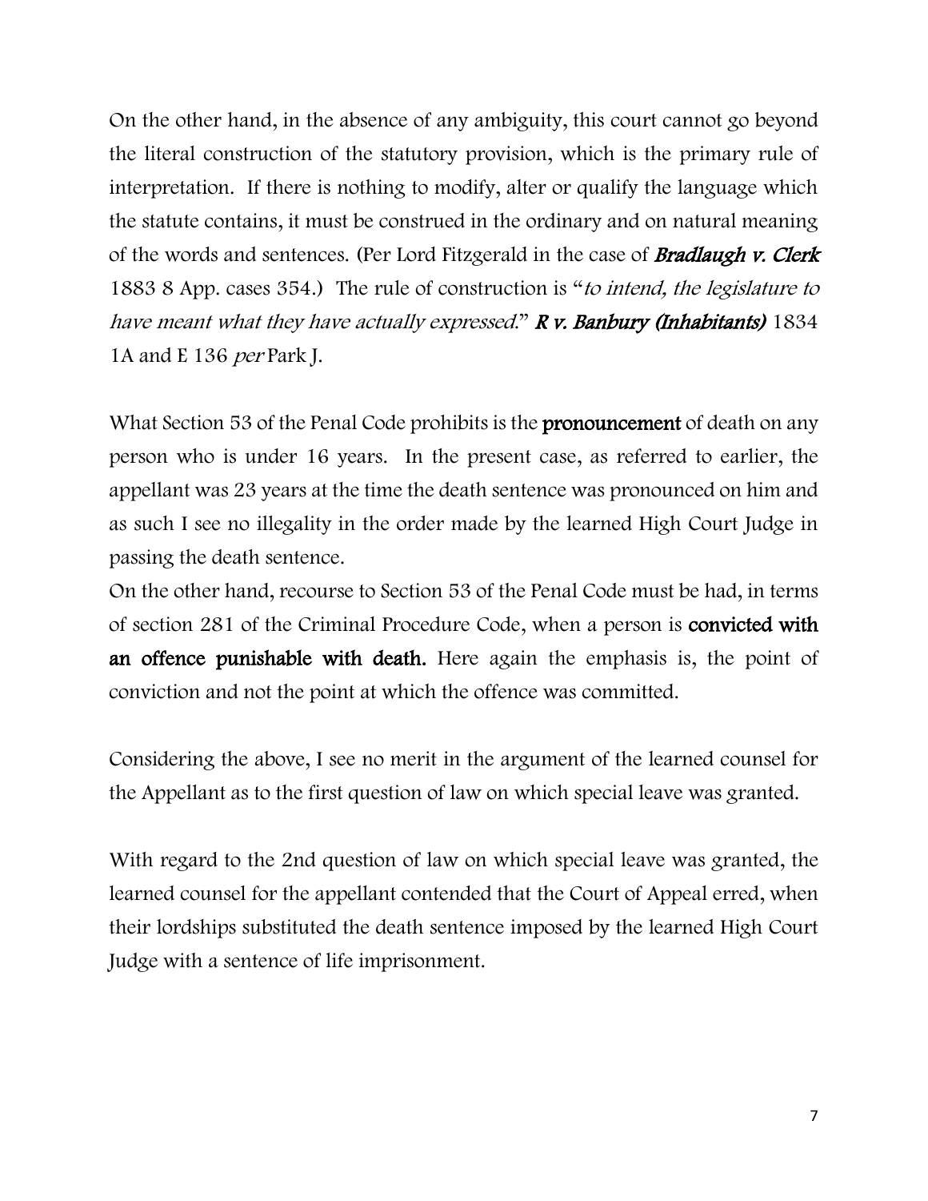On the other hand, in the absence of any ambiguity, this court cannot go beyond the literal construction of the statutory provision, which is the primary rule of interpretation. If there is nothing to modify, alter or qualify the language which the statute contains, it must be construed in the ordinary and on natural meaning of the words and sentences. (Per Lord Fitzgerald in the case of ***Bradlaugh v. Clerk*** 1883 8 App. cases 354.) The rule of construction is "*to intend, the legislature to have meant what they have actually expressed*." ***R v. Banbury (Inhabitants)*** 1834 1A and E 136 *per* Park J.

What Section 53 of the Penal Code prohibits is the **pronouncement** of death on any person who is under 16 years. In the present case, as referred to earlier, the appellant was 23 years at the time the death sentence was pronounced on him and as such I see no illegality in the order made by the learned High Court Judge in passing the death sentence.

On the other hand, recourse to Section 53 of the Penal Code must be had, in terms of section 281 of the Criminal Procedure Code, when a person is **convicted with an offence punishable with death.** Here again the emphasis is, the point of conviction and not the point at which the offence was committed.

Considering the above, I see no merit in the argument of the learned counsel for the Appellant as to the first question of law on which special leave was granted.

With regard to the 2nd question of law on which special leave was granted, the learned counsel for the appellant contended that the Court of Appeal erred, when their lordships substituted the death sentence imposed by the learned High Court Judge with a sentence of life imprisonment.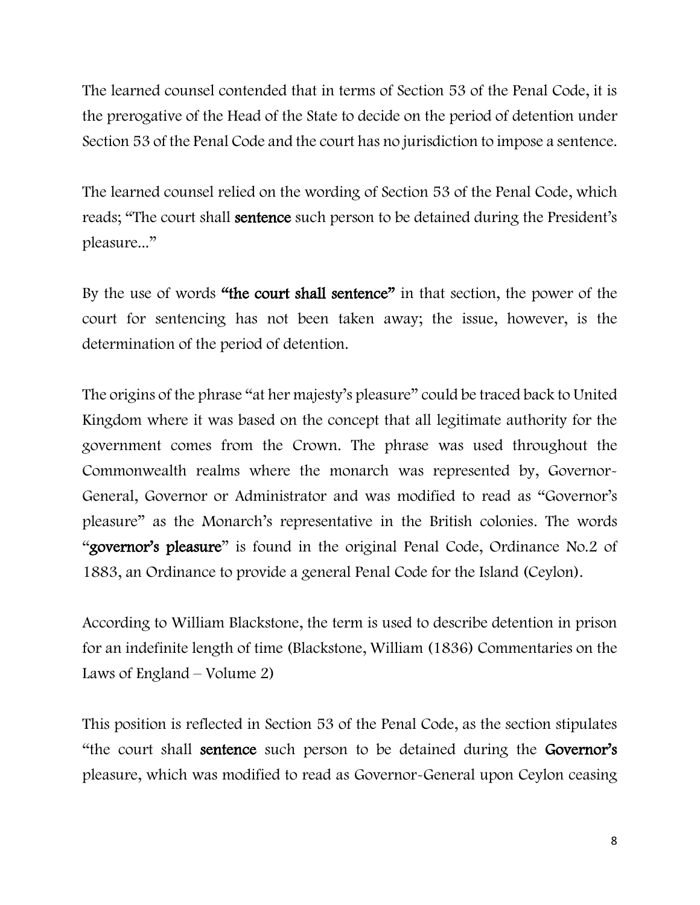The learned counsel contended that in terms of Section 53 of the Penal Code, it is the prerogative of the Head of the State to decide on the period of detention under Section 53 of the Penal Code and the court has no jurisdiction to impose a sentence.

The learned counsel relied on the wording of Section 53 of the Penal Code, which reads; "The court shall **sentence** such person to be detained during the President's pleasure..."

By the use of words **"the court shall sentence"** in that section, the power of the court for sentencing has not been taken away; the issue, however, is the determination of the period of detention.

The origins of the phrase "at her majesty's pleasure" could be traced back to United Kingdom where it was based on the concept that all legitimate authority for the government comes from the Crown. The phrase was used throughout the Commonwealth realms where the monarch was represented by, Governor-General, Governor or Administrator and was modified to read as "Governor's pleasure" as the Monarch's representative in the British colonies. The words "**governor's pleasure**" is found in the original Penal Code, Ordinance No.2 of 1883, an Ordinance to provide a general Penal Code for the Island (Ceylon).

According to William Blackstone, the term is used to describe detention in prison for an indefinite length of time (Blackstone, William (1836) Commentaries on the Laws of England – Volume 2)

This position is reflected in Section 53 of the Penal Code, as the section stipulates "the court shall **sentence** such person to be detained during the **Governor's** pleasure, which was modified to read as Governor-General upon Ceylon ceasing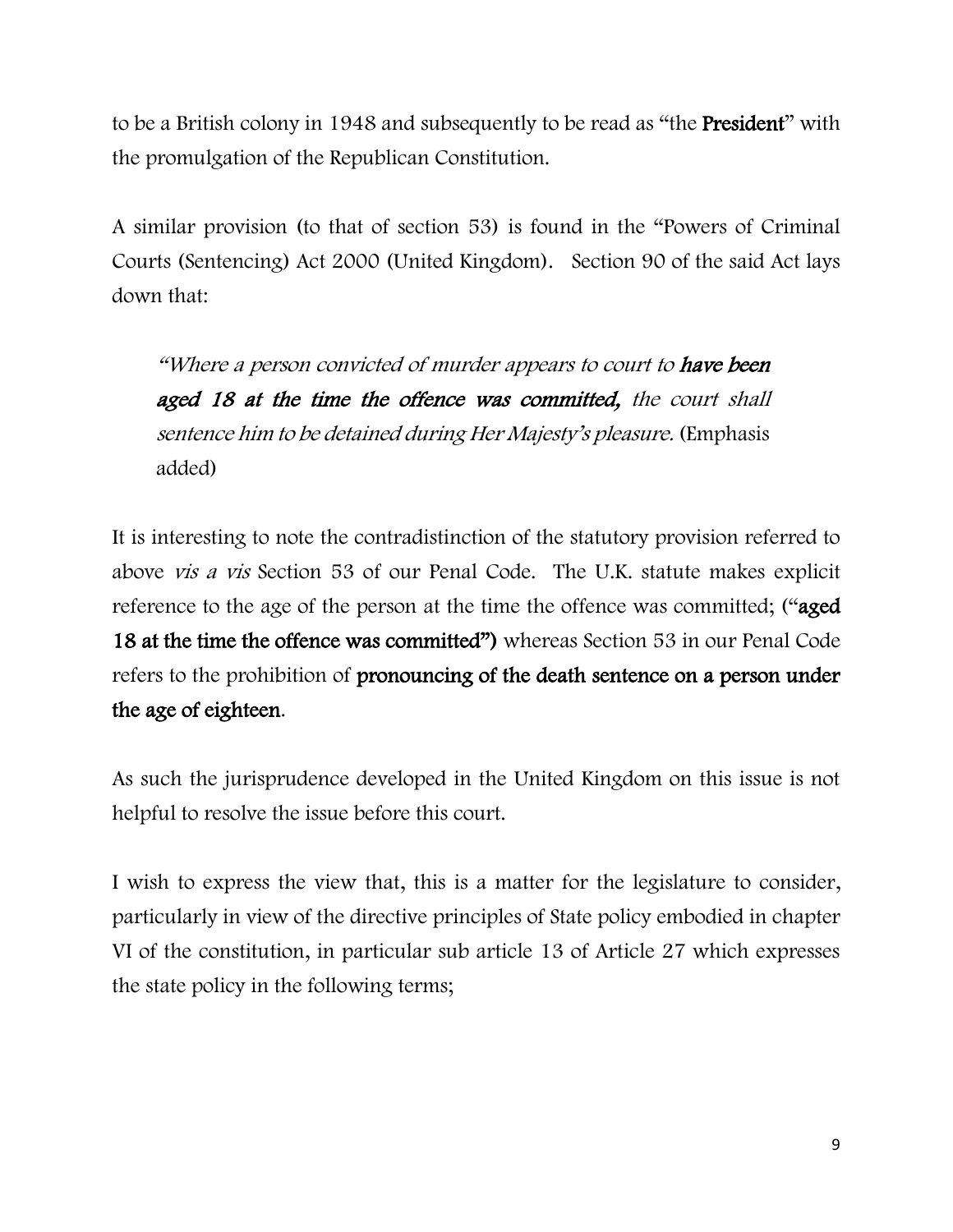to be a British colony in 1948 and subsequently to be read as "the **President**" with the promulgation of the Republican Constitution.

A similar provision (to that of section 53) is found in the "Powers of Criminal Courts (Sentencing) Act 2000 (United Kingdom). Section 90 of the said Act lays down that:

> *"Where a person convicted of murder appears to court to* ***have been aged 18 at the time the offence was committed,*** *the court shall sentence him to be detained during Her Majesty's pleasure.* (Emphasis added)

It is interesting to note the contradistinction of the statutory provision referred to above *vis a vis* Section 53 of our Penal Code. The U.K. statute makes explicit reference to the age of the person at the time the offence was committed; (**"aged 18 at the time the offence was committed")** whereas Section 53 in our Penal Code refers to the prohibition of **pronouncing of the death sentence on a person under the age of eighteen**.

As such the jurisprudence developed in the United Kingdom on this issue is not helpful to resolve the issue before this court.

I wish to express the view that, this is a matter for the legislature to consider, particularly in view of the directive principles of State policy embodied in chapter VI of the constitution, in particular sub article 13 of Article 27 which expresses the state policy in the following terms;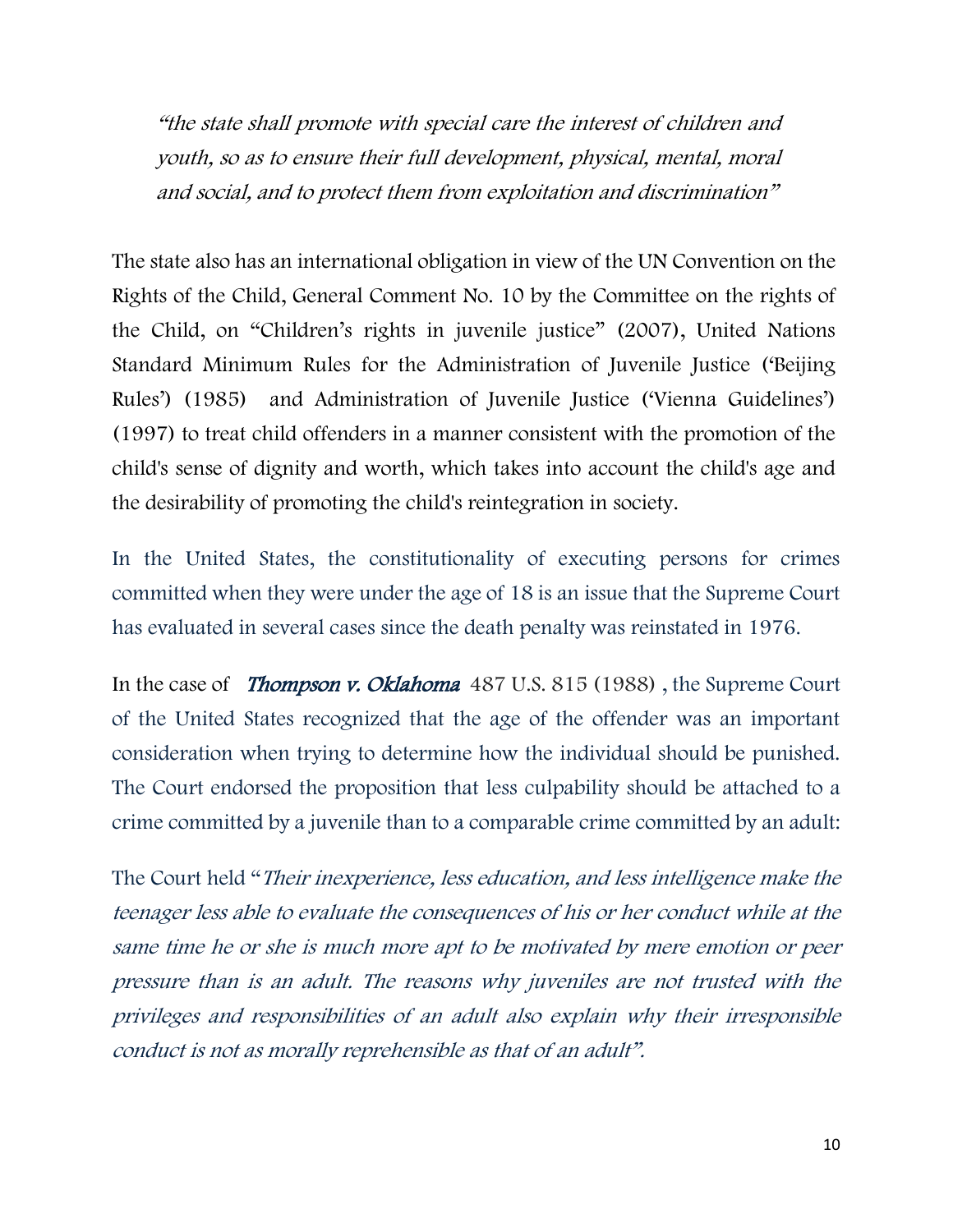> *"the state shall promote with special care the interest of children and youth, so as to ensure their full development, physical, mental, moral and social, and to protect them from exploitation and discrimination"*

The state also has an international obligation in view of the UN Convention on the Rights of the Child, General Comment No. 10 by the Committee on the rights of the Child, on "Children's rights in juvenile justice" (2007), United Nations Standard Minimum Rules for the Administration of Juvenile Justice ('Beijing Rules') (1985) and Administration of Juvenile Justice ('Vienna Guidelines') (1997) to treat child offenders in a manner consistent with the promotion of the child's sense of dignity and worth, which takes into account the child's age and the desirability of promoting the child's reintegration in society.

In the United States, the constitutionality of executing persons for crimes committed when they were under the age of 18 is an issue that the Supreme Court has evaluated in several cases since the death penalty was reinstated in 1976.

In the case of ***Thompson v. Oklahoma*** 487 U.S. 815 (1988) , the Supreme Court of the United States recognized that the age of the offender was an important consideration when trying to determine how the individual should be punished. The Court endorsed the proposition that less culpability should be attached to a crime committed by a juvenile than to a comparable crime committed by an adult:

The Court held "*Their inexperience, less education, and less intelligence make the teenager less able to evaluate the consequences of his or her conduct while at the same time he or she is much more apt to be motivated by mere emotion or peer pressure than is an adult. The reasons why juveniles are not trusted with the privileges and responsibilities of an adult also explain why their irresponsible conduct is not as morally reprehensible as that of an adult*".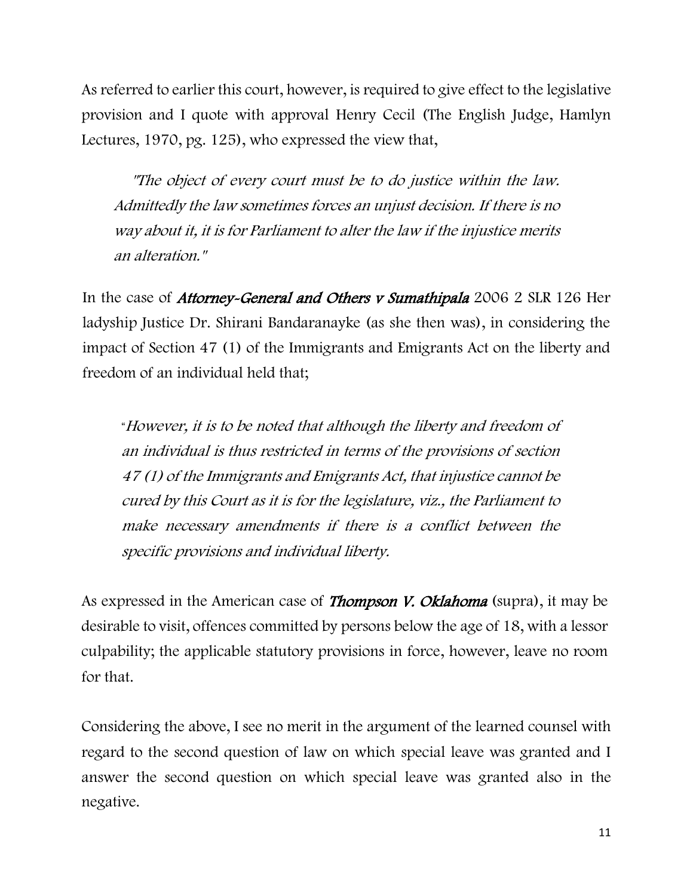As referred to earlier this court, however, is required to give effect to the legislative provision and I quote with approval Henry Cecil (The English Judge, Hamlyn Lectures, 1970, pg. 125), who expressed the view that,

> *"The object of every court must be to do justice within the law. Admittedly the law sometimes forces an unjust decision. If there is no way about it, it is for Parliament to alter the law if the injustice merits an alteration."*

In the case of ***Attorney-General and Others v Sumathipala*** 2006 2 SLR 126 Her ladyship Justice Dr. Shirani Bandaranayke (as she then was), in considering the impact of Section 47 (1) of the Immigrants and Emigrants Act on the liberty and freedom of an individual held that;

> "*However, it is to be noted that although the liberty and freedom of an individual is thus restricted in terms of the provisions of section 47 (1) of the Immigrants and Emigrants Act, that injustice cannot be cured by this Court as it is for the legislature, viz., the Parliament to make necessary amendments if there is a conflict between the specific provisions and individual liberty.*

As expressed in the American case of ***Thompson V. Oklahoma*** (supra), it may be desirable to visit, offences committed by persons below the age of 18, with a lessor culpability; the applicable statutory provisions in force, however, leave no room for that.

Considering the above, I see no merit in the argument of the learned counsel with regard to the second question of law on which special leave was granted and I answer the second question on which special leave was granted also in the negative.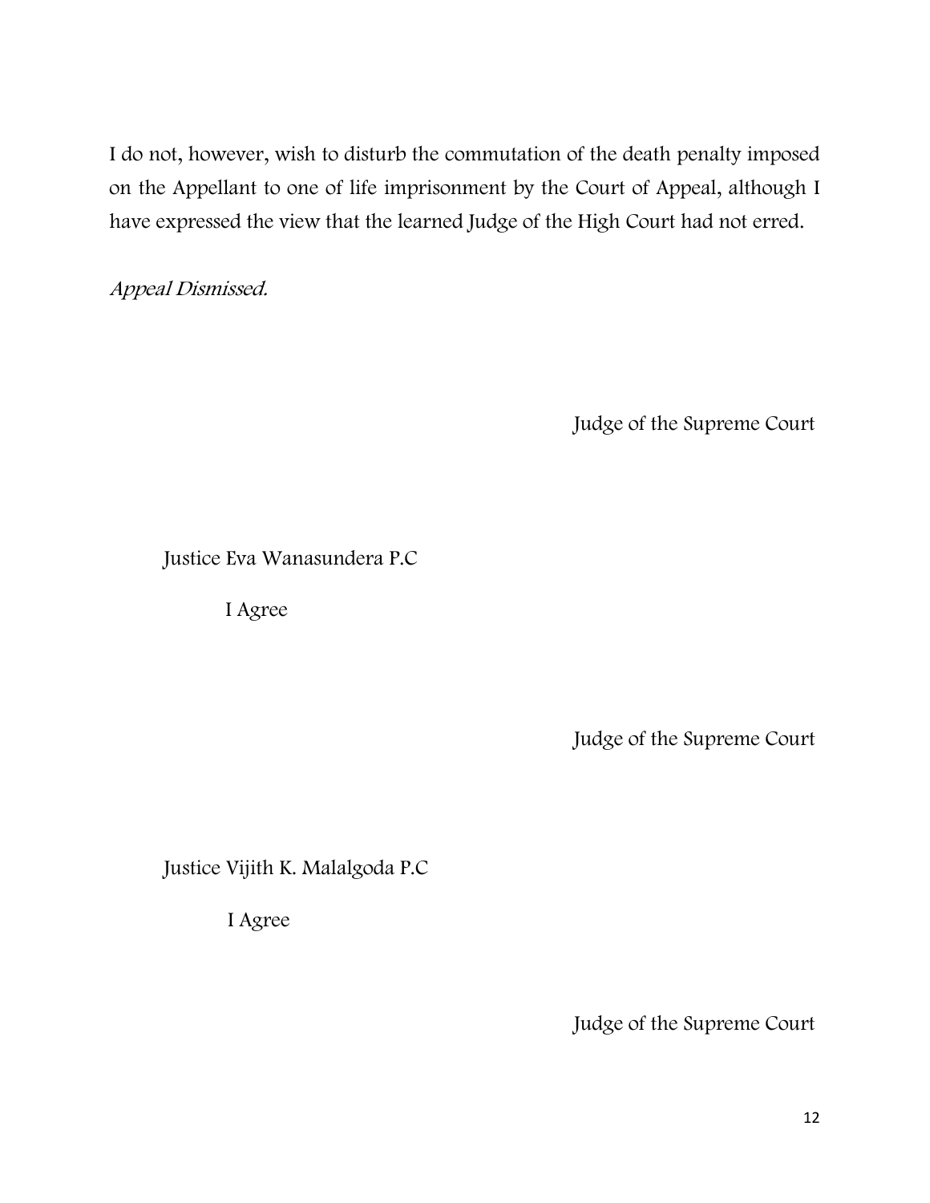I do not, however, wish to disturb the commutation of the death penalty imposed on the Appellant to one of life imprisonment by the Court of Appeal, although I have expressed the view that the learned Judge of the High Court had not erred.

*Appeal Dismissed.*

Judge of the Supreme Court

Justice Eva Wanasundera P.C

I Agree

Judge of the Supreme Court

Justice Vijith K. Malalgoda P.C

I Agree

Judge of the Supreme Court